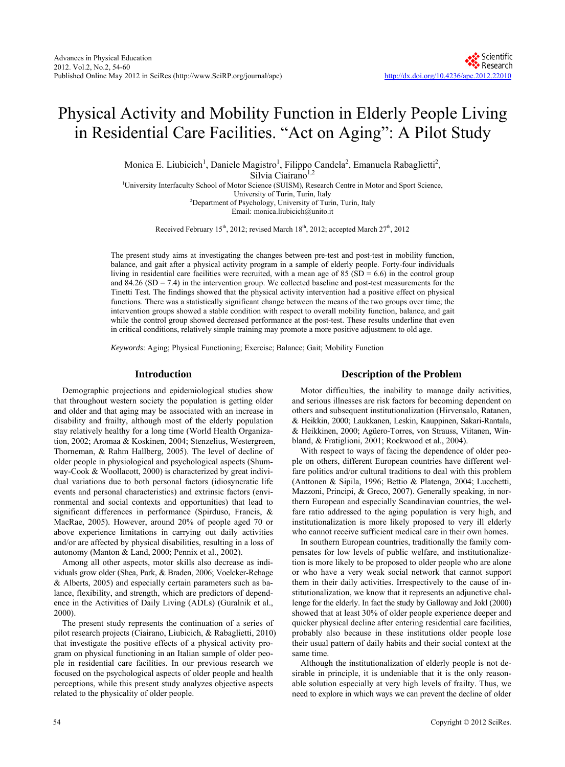# Physical Activity and Mobility Function in Elderly People Living in Residential Care Facilities. "Act on Aging": A Pilot Study

Monica E. Liubicich[1], Daniele Magistro[1], Filippo Candela[2], Emanuela Rabaglietti[2], Silvia Ciairano[1,2]

[1]University Interfaculty School of Motor Science (SUISM), Research Centre in Motor and Sport Science, University of Turin, Turin, Italy

[2]Department of Psychology, University of Turin, Turin, Italy

Email: monica.liubicich@unito.it

Received February 15th, 2012; revised March 18th, 2012; accepted March 27th, 2012

The present study aims at investigating the changes between pre-test and post-test in mobility function, balance, and gait after a physical activity program in a sample of elderly people. Forty-four individuals living in residential care facilities were recruited, with a mean age of 85 (SD = 6.6) in the control group and 84.26 (SD = 7.4) in the intervention group. We collected baseline and post-test measurements for the Tinetti Test. The findings showed that the physical activity intervention had a positive effect on physical functions. There was a statistically significant change between the means of the two groups over time; the intervention groups showed a stable condition with respect to overall mobility function, balance, and gait while the control group showed decreased performance at the post-test. These results underline that even in critical conditions, relatively simple training may promote a more positive adjustment to old age.

*Keywords*: Aging; Physical Functioning; Exercise; Balance; Gait; Mobility Function

## Introduction

Demographic projections and epidemiological studies show that throughout western society the population is getting older and older and that aging may be associated with an increase in disability and frailty, although most of the elderly population stay relatively healthy for a long time (World Health Organization, 2002; Aromaa & Koskinen, 2004; Stenzelius, Westergreen, Thorneman, & Rahm Hallberg, 2005). The level of decline of older people in physiological and psychological aspects (Shumway-Cook & Woollacott, 2000) is characterized by great individual variations due to both personal factors (idiosyncratic life events and personal characteristics) and extrinsic factors (environmental and social contexts and opportunities) that lead to significant differences in performance (Spirduso, Francis, & MacRae, 2005). However, around 20% of people aged 70 or above experience limitations in carrying out daily activities and/or are affected by physical disabilities, resulting in a loss of autonomy (Manton & Land, 2000; Pennix et al., 2002).

Among all other aspects, motor skills also decrease as individuals grow older (Shea, Park, & Braden, 2006; Voelcker-Rehage & Alberts, 2005) and especially certain parameters such as balance, flexibility, and strength, which are predictors of dependence in the Activities of Daily Living (ADLs) (Guralnik et al., 2000).

The present study represents the continuation of a series of pilot research projects (Ciairano, Liubicich, & Rabaglietti, 2010) that investigate the positive effects of a physical activity program on physical functioning in an Italian sample of older people in residential care facilities. In our previous research we focused on the psychological aspects of older people and health perceptions, while this present study analyzes objective aspects related to the physicality of older people.

## Description of the Problem

Motor difficulties, the inability to manage daily activities, and serious illnesses are risk factors for becoming dependent on others and subsequent institutionalization (Hirvensalo, Ratanen, & Heikkin, 2000; Laukkanen, Leskin, Kauppinen, Sakari-Rantala, & Heikkinen, 2000; Agüero-Torres, von Strauss, Viitanen, Winbland, & Fratiglioni, 2001; Rockwood et al., 2004).

With respect to ways of facing the dependence of older people on others, different European countries have different welfare politics and/or cultural traditions to deal with this problem (Anttonen & Sipila, 1996; Bettio & Platenga, 2004; Lucchetti, Mazzoni, Principi, & Greco, 2007). Generally speaking, in northern European and especially Scandinavian countries, the welfare ratio addressed to the aging population is very high, and institutionalization is more likely proposed to very ill elderly who cannot receive sufficient medical care in their own homes.

In southern European countries, traditionally the family compensates for low levels of public welfare, and institutionalization is more likely to be proposed to older people who are alone or who have a very weak social network that cannot support them in their daily activities. Irrespectively to the cause of institutionalization, we know that it represents an adjunctive challenge for the elderly. In fact the study by Galloway and Jokl (2000) showed that at least 30% of older people experience deeper and quicker physical decline after entering residential care facilities, probably also because in these institutions older people lose their usual pattern of daily habits and their social context at the same time.

Although the institutionalization of elderly people is not desirable in principle, it is undeniable that it is the only reasonable solution especially at very high levels of frailty. Thus, we need to explore in which ways we can prevent the decline of older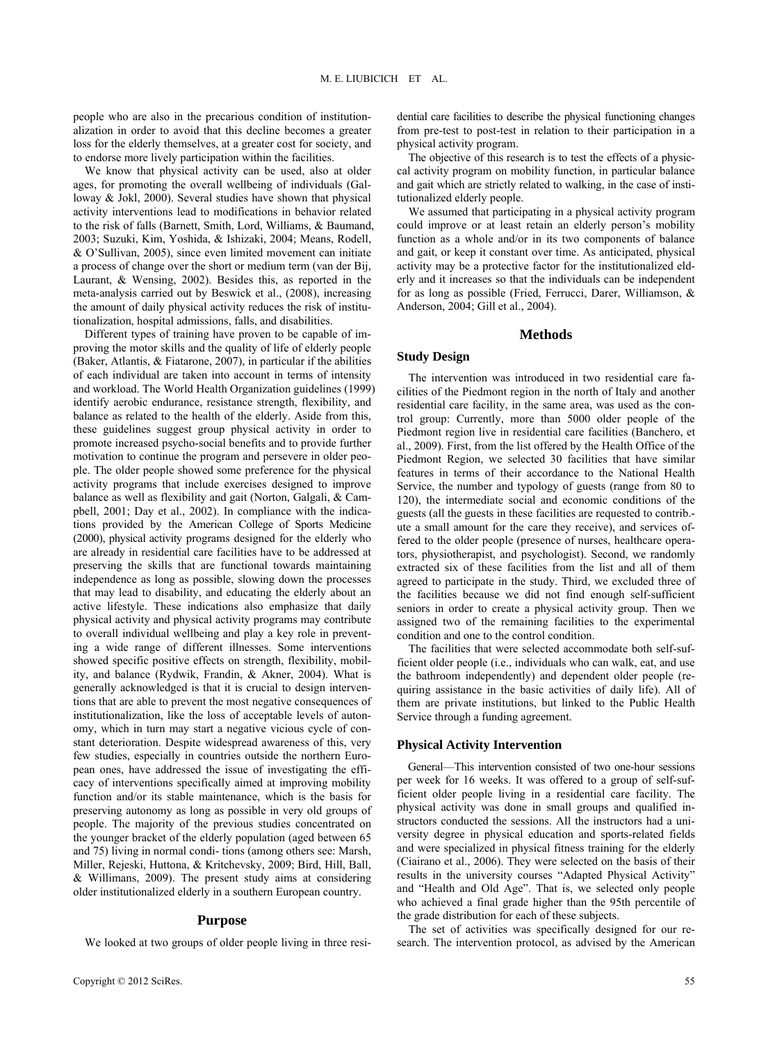people who are also in the precarious condition of institutionalization in order to avoid that this decline becomes a greater loss for the elderly themselves, at a greater cost for society, and to endorse more lively participation within the facilities.

We know that physical activity can be used, also at older ages, for promoting the overall wellbeing of individuals (Galloway & Jokl, 2000). Several studies have shown that physical activity interventions lead to modifications in behavior related to the risk of falls (Barnett, Smith, Lord, Williams, & Baumand, 2003; Suzuki, Kim, Yoshida, & Ishizaki, 2004; Means, Rodell, & O'Sullivan, 2005), since even limited movement can initiate a process of change over the short or medium term (van der Bij, Laurant, & Wensing, 2002). Besides this, as reported in the meta-analysis carried out by Beswick et al., (2008), increasing the amount of daily physical activity reduces the risk of institutionalization, hospital admissions, falls, and disabilities.

Different types of training have proven to be capable of improving the motor skills and the quality of life of elderly people (Baker, Atlantis, & Fiatarone, 2007), in particular if the abilities of each individual are taken into account in terms of intensity and workload. The World Health Organization guidelines (1999) identify aerobic endurance, resistance strength, flexibility, and balance as related to the health of the elderly. Aside from this, these guidelines suggest group physical activity in order to promote increased psycho-social benefits and to provide further motivation to continue the program and persevere in older people. The older people showed some preference for the physical activity programs that include exercises designed to improve balance as well as flexibility and gait (Norton, Galgali, & Campbell, 2001; Day et al., 2002). In compliance with the indications provided by the American College of Sports Medicine (2000), physical activity programs designed for the elderly who are already in residential care facilities have to be addressed at preserving the skills that are functional towards maintaining independence as long as possible, slowing down the processes that may lead to disability, and educating the elderly about an active lifestyle. These indications also emphasize that daily physical activity and physical activity programs may contribute to overall individual wellbeing and play a key role in preventing a wide range of different illnesses. Some interventions showed specific positive effects on strength, flexibility, mobility, and balance (Rydwik, Frandin, & Akner, 2004). What is generally acknowledged is that it is crucial to design interventions that are able to prevent the most negative consequences of institutionalization, like the loss of acceptable levels of autonomy, which in turn may start a negative vicious cycle of constant deterioration. Despite widespread awareness of this, very few studies, especially in countries outside the northern European ones, have addressed the issue of investigating the efficacy of interventions specifically aimed at improving mobility function and/or its stable maintenance, which is the basis for preserving autonomy as long as possible in very old groups of people. The majority of the previous studies concentrated on the younger bracket of the elderly population (aged between 65 and 75) living in normal condi- tions (among others see: Marsh, Miller, Rejeski, Huttona, & Kritchevsky, 2009; Bird, Hill, Ball, & Willimans, 2009). The present study aims at considering older institutionalized elderly in a southern European country.

## Purpose

We looked at two groups of older people living in three residential care facilities to describe the physical functioning changes from pre-test to post-test in relation to their participation in a physical activity program.

The objective of this research is to test the effects of a physical activity program on mobility function, in particular balance and gait which are strictly related to walking, in the case of institutionalized elderly people.

We assumed that participating in a physical activity program could improve or at least retain an elderly person's mobility function as a whole and/or in its two components of balance and gait, or keep it constant over time. As anticipated, physical activity may be a protective factor for the institutionalized elderly and it increases so that the individuals can be independent for as long as possible (Fried, Ferrucci, Darer, Williamson, & Anderson, 2004; Gill et al., 2004).

## Methods

### Study Design

The intervention was introduced in two residential care facilities of the Piedmont region in the north of Italy and another residential care facility, in the same area, was used as the control group: Currently, more than 5000 older people of the Piedmont region live in residential care facilities (Banchero, et al., 2009). First, from the list offered by the Health Office of the Piedmont Region, we selected 30 facilities that have similar features in terms of their accordance to the National Health Service, the number and typology of guests (range from 80 to 120), the intermediate social and economic conditions of the guests (all the guests in these facilities are requested to contrib.-ute a small amount for the care they receive), and services offered to the older people (presence of nurses, healthcare operators, physiotherapist, and psychologist). Second, we randomly extracted six of these facilities from the list and all of them agreed to participate in the study. Third, we excluded three of the facilities because we did not find enough self-sufficient seniors in order to create a physical activity group. Then we assigned two of the remaining facilities to the experimental condition and one to the control condition.

The facilities that were selected accommodate both self-sufficient older people (i.e., individuals who can walk, eat, and use the bathroom independently) and dependent older people (requiring assistance in the basic activities of daily life). All of them are private institutions, but linked to the Public Health Service through a funding agreement.

### Physical Activity Intervention

General—This intervention consisted of two one-hour sessions per week for 16 weeks. It was offered to a group of self-sufficient older people living in a residential care facility. The physical activity was done in small groups and qualified instructors conducted the sessions. All the instructors had a university degree in physical education and sports-related fields and were specialized in physical fitness training for the elderly (Ciairano et al., 2006). They were selected on the basis of their results in the university courses "Adapted Physical Activity" and "Health and Old Age". That is, we selected only people who achieved a final grade higher than the 95th percentile of the grade distribution for each of these subjects.

The set of activities was specifically designed for our research. The intervention protocol, as advised by the American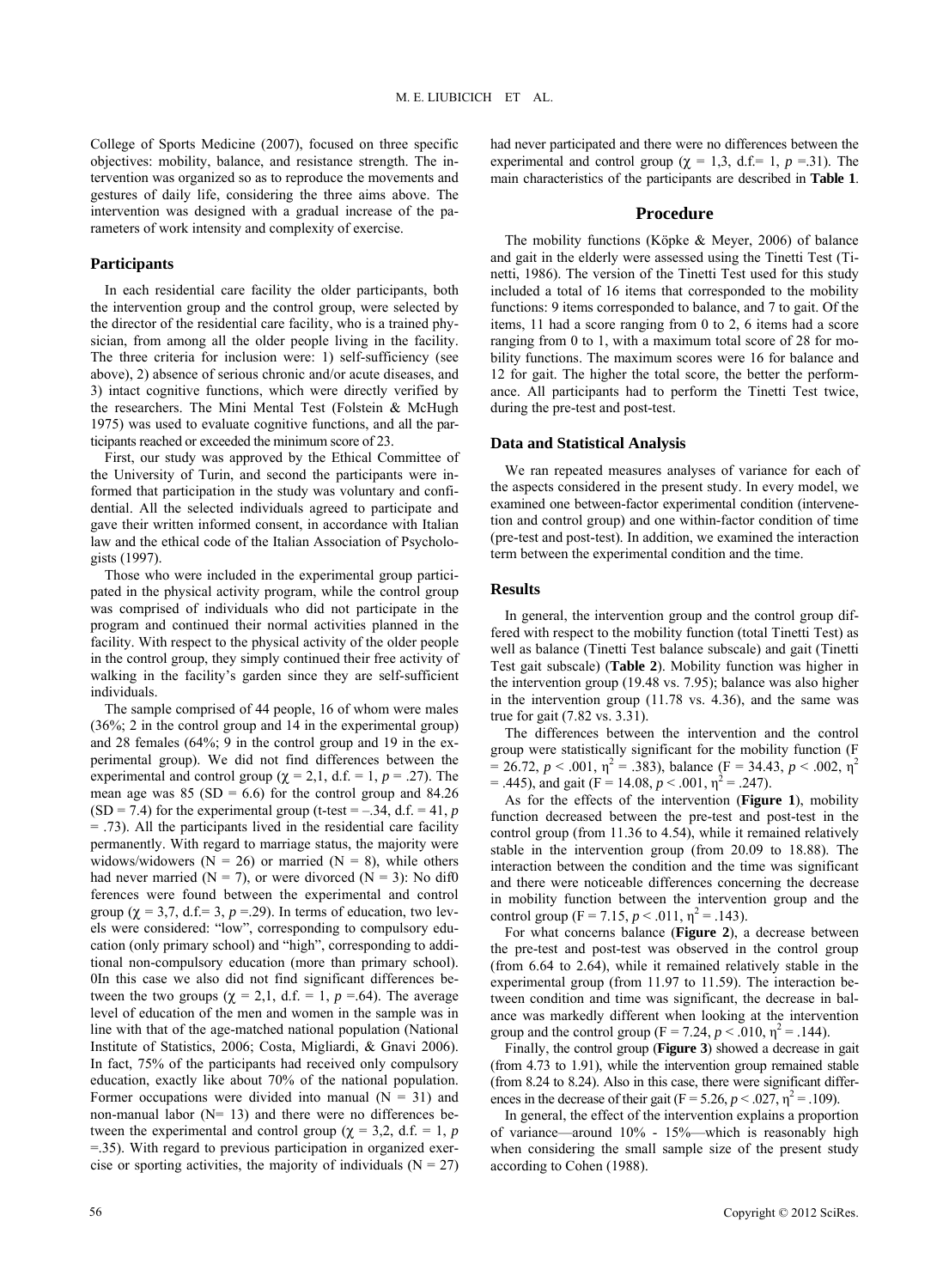College of Sports Medicine (2007), focused on three specific objectives: mobility, balance, and resistance strength. The intervention was organized so as to reproduce the movements and gestures of daily life, considering the three aims above. The intervention was designed with a gradual increase of the parameters of work intensity and complexity of exercise.

### Participants

In each residential care facility the older participants, both the intervention group and the control group, were selected by the director of the residential care facility, who is a trained physician, from among all the older people living in the facility. The three criteria for inclusion were: 1) self-sufficiency (see above), 2) absence of serious chronic and/or acute diseases, and 3) intact cognitive functions, which were directly verified by the researchers. The Mini Mental Test (Folstein & McHugh 1975) was used to evaluate cognitive functions, and all the participants reached or exceeded the minimum score of 23.

First, our study was approved by the Ethical Committee of the University of Turin, and second the participants were informed that participation in the study was voluntary and confidential. All the selected individuals agreed to participate and gave their written informed consent, in accordance with Italian law and the ethical code of the Italian Association of Psychologists (1997).

Those who were included in the experimental group participated in the physical activity program, while the control group was comprised of individuals who did not participate in the program and continued their normal activities planned in the facility. With respect to the physical activity of the older people in the control group, they simply continued their free activity of walking in the facility's garden since they are self-sufficient individuals.

The sample comprised of 44 people, 16 of whom were males (36%; 2 in the control group and 14 in the experimental group) and 28 females (64%; 9 in the control group and 19 in the experimental group). We did not find differences between the experimental and control group ($\chi$ = 2,1, d.f. = 1, $p$ = .27). The mean age was 85 (SD = 6.6) for the control group and 84.26 (SD = 7.4) for the experimental group (t-test = –.34, d.f. = 41, $p$ = .73). All the participants lived in the residential care facility permanently. With regard to marriage status, the majority were widows/widowers (N = 26) or married (N = 8), while others had never married (N = 7), or were divorced (N = 3): No dif0 ferences were found between the experimental and control group ($\chi$ = 3,7, d.f.= 3, $p$ =.29). In terms of education, two levels were considered: "low", corresponding to compulsory education (only primary school) and "high", corresponding to additional non-compulsory education (more than primary school). 0In this case we also did not find significant differences between the two groups ($\chi$ = 2,1, d.f. = 1, $p$ =.64). The average level of education of the men and women in the sample was in line with that of the age-matched national population (National Institute of Statistics, 2006; Costa, Migliardi, & Gnavi 2006). In fact, 75% of the participants had received only compulsory education, exactly like about 70% of the national population. Former occupations were divided into manual (N = 31) and non-manual labor (N= 13) and there were no differences between the experimental and control group ($\chi$ = 3,2, d.f. = 1, $p$ =.35). With regard to previous participation in organized exercise or sporting activities, the majority of individuals (N = 27) had never participated and there were no differences between the experimental and control group ($\chi$ = 1,3, d.f.= 1, $p$ =.31). The main characteristics of the participants are described in **Table 1**.

## Procedure

The mobility functions (Köpke & Meyer, 2006) of balance and gait in the elderly were assessed using the Tinetti Test (Tinetti, 1986). The version of the Tinetti Test used for this study included a total of 16 items that corresponded to the mobility functions: 9 items corresponded to balance, and 7 to gait. Of the items, 11 had a score ranging from 0 to 2, 6 items had a score ranging from 0 to 1, with a maximum total score of 28 for mobility functions. The maximum scores were 16 for balance and 12 for gait. The higher the total score, the better the performance. All participants had to perform the Tinetti Test twice, during the pre-test and post-test.

### Data and Statistical Analysis

We ran repeated measures analyses of variance for each of the aspects considered in the present study. In every model, we examined one between-factor experimental condition (intervenetion and control group) and one within-factor condition of time (pre-test and post-test). In addition, we examined the interaction term between the experimental condition and the time.

### Results

In general, the intervention group and the control group differed with respect to the mobility function (total Tinetti Test) as well as balance (Tinetti Test balance subscale) and gait (Tinetti Test gait subscale) (**Table 2**). Mobility function was higher in the intervention group (19.48 vs. 7.95); balance was also higher in the intervention group (11.78 vs. 4.36), and the same was true for gait (7.82 vs. 3.31).

The differences between the intervention and the control group were statistically significant for the mobility function (F = 26.72, $p$ < .001, $\eta^2$ = .383), balance (F = 34.43, $p$ < .002, $\eta^2$ = .445), and gait (F = 14.08, $p$ < .001, $\eta^2$ = .247).

As for the effects of the intervention (**Figure 1**), mobility function decreased between the pre-test and post-test in the control group (from 11.36 to 4.54), while it remained relatively stable in the intervention group (from 20.09 to 18.88). The interaction between the condition and the time was significant and there were noticeable differences concerning the decrease in mobility function between the intervention group and the control group (F = 7.15, $p$ < .011, $\eta^2$ = .143).

For what concerns balance (**Figure 2**), a decrease between the pre-test and post-test was observed in the control group (from 6.64 to 2.64), while it remained relatively stable in the experimental group (from 11.97 to 11.59). The interaction between condition and time was significant, the decrease in balance was markedly different when looking at the intervention group and the control group (F = 7.24, $p$ < .010, $\eta^2$ = .144).

Finally, the control group (**Figure 3**) showed a decrease in gait (from 4.73 to 1.91), while the intervention group remained stable (from 8.24 to 8.24). Also in this case, there were significant differences in the decrease of their gait (F = 5.26, $p$ < .027, $\eta^2$ = .109).

In general, the effect of the intervention explains a proportion of variance—around 10% - 15%—which is reasonably high when considering the small sample size of the present study according to Cohen (1988).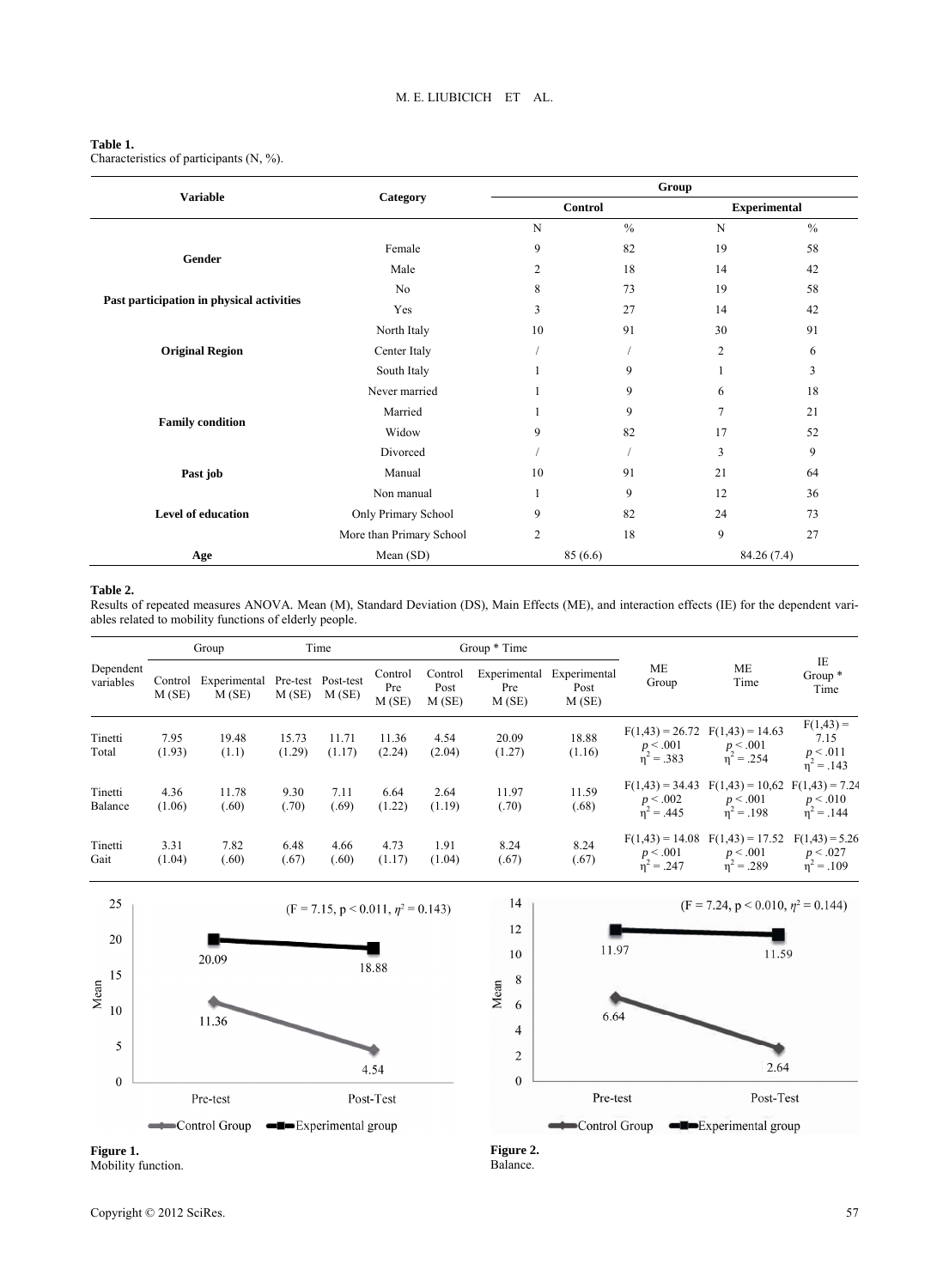**Table 1.**
Characteristics of participants (N, %).

| Variable | Category | Group | | | |
|---|---|---|---|---|---|
| | | Control | | Experimental | |
| | | N | % | N | % |
| Gender | Female | 9 | 82 | 19 | 58 |
| | Male | 2 | 18 | 14 | 42 |
| Past participation in physical activities | No | 8 | 73 | 19 | 58 |
| | Yes | 3 | 27 | 14 | 42 |
| Original Region | North Italy | 10 | 91 | 30 | 91 |
| | Center Italy | / | / | 2 | 6 |
| | South Italy | 1 | 9 | 1 | 3 |
| Family condition | Never married | 1 | 9 | 6 | 18 |
| | Married | 1 | 9 | 7 | 21 |
| | Widow | 9 | 82 | 17 | 52 |
| | Divorced | / | / | 3 | 9 |
| Past job | Manual | 10 | 91 | 21 | 64 |
| | Non manual | 1 | 9 | 12 | 36 |
| Level of education | Only Primary School | 9 | 82 | 24 | 73 |
| | More than Primary School | 2 | 18 | 9 | 27 |
| Age | Mean (SD) | 85 (6.6) | | 84.26 (7.4) | |

**Table 2.**
Results of repeated measures ANOVA. Mean (M), Standard Deviation (DS), Main Effects (ME), and interaction effects (IE) for the dependent variables related to mobility functions of elderly people.

| Dependent variables | Group | | Time | | Group * Time | | | | ME Group | ME Time | IE Group * Time |
|---|---|---|---|---|---|---|---|---|---|---|---|
| | Control M (SE) | Experimental M (SE) | Pre-test M (SE) | Post-test M (SE) | Control Pre M (SE) | Control Post M (SE) | Experimental Pre M (SE) | Experimental Post M (SE) | | | |
| Tinetti Total | 7.95 (1.93) | 19.48 (1.1) | 15.73 (1.29) | 11.71 (1.17) | 11.36 (2.24) | 4.54 (2.04) | 20.09 (1.27) | 18.88 (1.16) | $F(1,43) = 26.72$ $p < .001$ $\eta^2 = .383$ | $F(1,43) = 14.63$ $p < .001$ $\eta^2 = .254$ | $F(1,43) = 7.15$ $p < .011$ $\eta^2 = .143$ |
| Tinetti Balance | 4.36 (1.06) | 11.78 (.60) | 9.30 (.70) | 7.11 (.69) | 6.64 (1.22) | 2.64 (1.19) | 11.97 (.70) | 11.59 (.68) | $F(1,43) = 34.43$ $p < .002$ $\eta^2 = .445$ | $F(1,43) = 10,62$ $p < .001$ $\eta^2 = .198$ | $F(1,43) = 7.24$ $p < .010$ $\eta^2 = .144$ |
| Tinetti Gait | 3.31 (1.04) | 7.82 (.60) | 6.48 (.67) | 4.66 (.60) | 4.73 (1.17) | 1.91 (1.04) | 8.24 (.67) | 8.24 (.67) | $F(1,43) = 14.08$ $p < .001$ $\eta^2 = .247$ | $F(1,43) = 17.52$ $p < .001$ $\eta^2 = .289$ | $F(1,43) = 5.26$ $p < .027$ $\eta^2 = .109$ |

($F = 7.15$, $p < 0.011$, $\eta^2 = 0.143$)

Mean

25
20
15
10
5
0

20.09
18.88
11.36
4.54

Pre-test
Post-Test

Control Group
Experimental group

**Figure 1.**
Mobility function.

($F = 7.24$, $p < 0.010$, $\eta^2 = 0.144$)

Mean

14
12
10
8
6
4
2
0

11.97
11.59
6.64
2.64

Pre-test
Post-Test

Control Group
Experimental group

**Figure 2.**
Balance.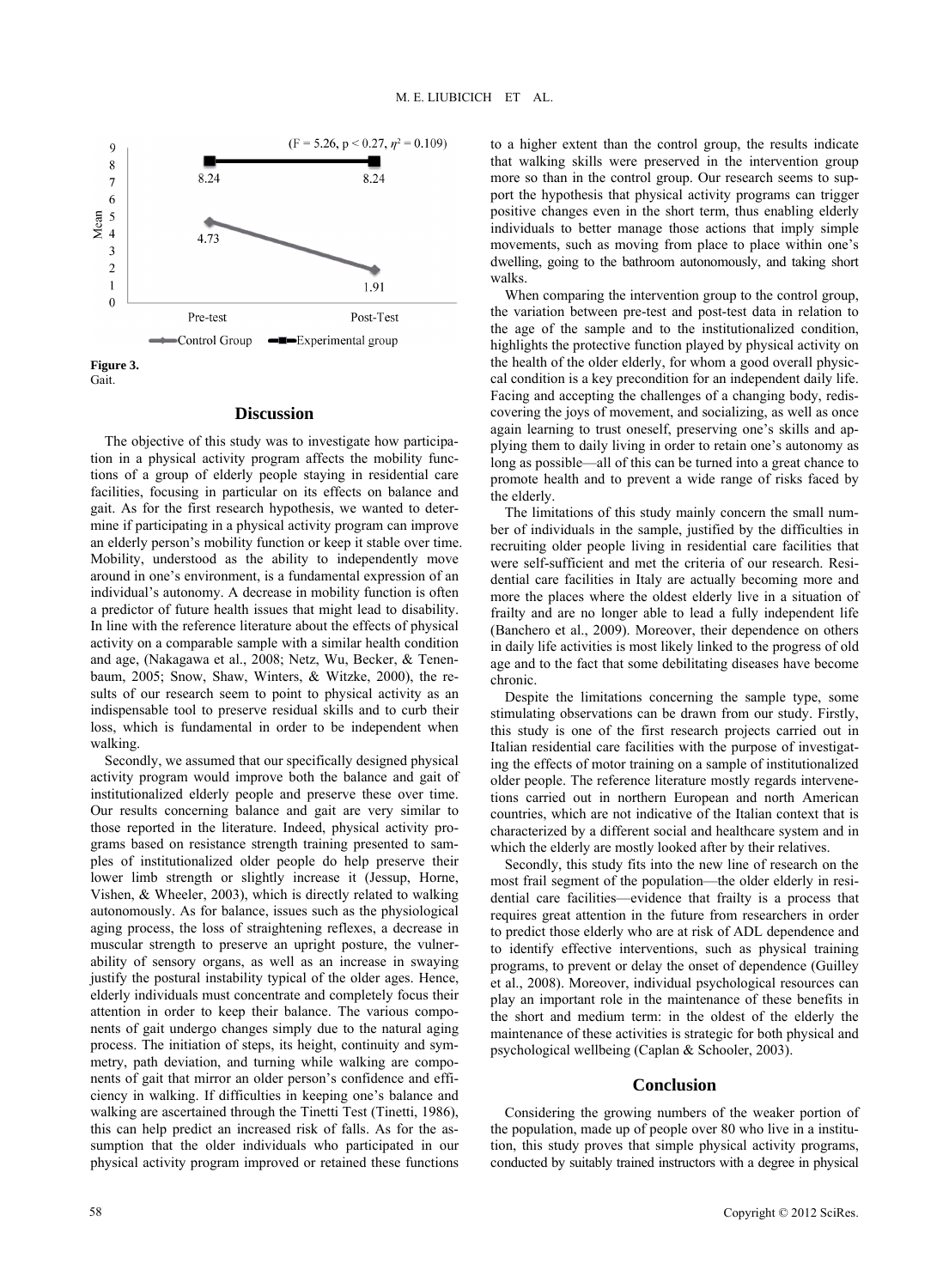(F = 5.26, p < 0.27, $\eta^2$ = 0.109)

9
8
7
6
Mean 5
4
3
2
1
0

8.24
8.24
4.73
1.91

Pre-test
Post-Test

Control Group
Experimental group

**Figure 3.**
Gait.

## Discussion

The objective of this study was to investigate how participation in a physical activity program affects the mobility functions of a group of elderly people staying in residential care facilities, focusing in particular on its effects on balance and gait. As for the first research hypothesis, we wanted to determine if participating in a physical activity program can improve an elderly person's mobility function or keep it stable over time. Mobility, understood as the ability to independently move around in one's environment, is a fundamental expression of an individual's autonomy. A decrease in mobility function is often a predictor of future health issues that might lead to disability. In line with the reference literature about the effects of physical activity on a comparable sample with a similar health condition and age, (Nakagawa et al., 2008; Netz, Wu, Becker, & Tenenbaum, 2005; Snow, Shaw, Winters, & Witzke, 2000), the results of our research seem to point to physical activity as an indispensable tool to preserve residual skills and to curb their loss, which is fundamental in order to be independent when walking.

Secondly, we assumed that our specifically designed physical activity program would improve both the balance and gait of institutionalized elderly people and preserve these over time. Our results concerning balance and gait are very similar to those reported in the literature. Indeed, physical activity programs based on resistance strength training presented to samples of institutionalized older people do help preserve their lower limb strength or slightly increase it (Jessup, Horne, Vishen, & Wheeler, 2003), which is directly related to walking autonomously. As for balance, issues such as the physiological aging process, the loss of straightening reflexes, a decrease in muscular strength to preserve an upright posture, the vulnerability of sensory organs, as well as an increase in swaying justify the postural instability typical of the older ages. Hence, elderly individuals must concentrate and completely focus their attention in order to keep their balance. The various components of gait undergo changes simply due to the natural aging process. The initiation of steps, its height, continuity and symmetry, path deviation, and turning while walking are components of gait that mirror an older person's confidence and efficiency in walking. If difficulties in keeping one's balance and walking are ascertained through the Tinetti Test (Tinetti, 1986), this can help predict an increased risk of falls. As for the assumption that the older individuals who participated in our physical activity program improved or retained these functions to a higher extent than the control group, the results indicate that walking skills were preserved in the intervention group more so than in the control group. Our research seems to support the hypothesis that physical activity programs can trigger positive changes even in the short term, thus enabling elderly individuals to better manage those actions that imply simple movements, such as moving from place to place within one's dwelling, going to the bathroom autonomously, and taking short walks.

When comparing the intervention group to the control group, the variation between pre-test and post-test data in relation to the age of the sample and to the institutionalized condition, highlights the protective function played by physical activity on the health of the older elderly, for whom a good overall physical condition is a key precondition for an independent daily life. Facing and accepting the challenges of a changing body, rediscovering the joys of movement, and socializing, as well as once again learning to trust oneself, preserving one's skills and applying them to daily living in order to retain one's autonomy as long as possible—all of this can be turned into a great chance to promote health and to prevent a wide range of risks faced by the elderly.

The limitations of this study mainly concern the small number of individuals in the sample, justified by the difficulties in recruiting older people living in residential care facilities that were self-sufficient and met the criteria of our research. Residential care facilities in Italy are actually becoming more and more the places where the oldest elderly live in a situation of frailty and are no longer able to lead a fully independent life (Banchero et al., 2009). Moreover, their dependence on others in daily life activities is most likely linked to the progress of old age and to the fact that some debilitating diseases have become chronic.

Despite the limitations concerning the sample type, some stimulating observations can be drawn from our study. Firstly, this study is one of the first research projects carried out in Italian residential care facilities with the purpose of investigating the effects of motor training on a sample of institutionalized older people. The reference literature mostly regards interventions carried out in northern European and north American countries, which are not indicative of the Italian context that is characterized by a different social and healthcare system and in which the elderly are mostly looked after by their relatives.

Secondly, this study fits into the new line of research on the most frail segment of the population—the older elderly in residential care facilities—evidence that frailty is a process that requires great attention in the future from researchers in order to predict those elderly who are at risk of ADL dependence and to identify effective interventions, such as physical training programs, to prevent or delay the onset of dependence (Guilley et al., 2008). Moreover, individual psychological resources can play an important role in the maintenance of these benefits in the short and medium term: in the oldest of the elderly the maintenance of these activities is strategic for both physical and psychological wellbeing (Caplan & Schooler, 2003).

## Conclusion

Considering the growing numbers of the weaker portion of the population, made up of people over 80 who live in a institution, this study proves that simple physical activity programs, conducted by suitably trained instructors with a degree in physical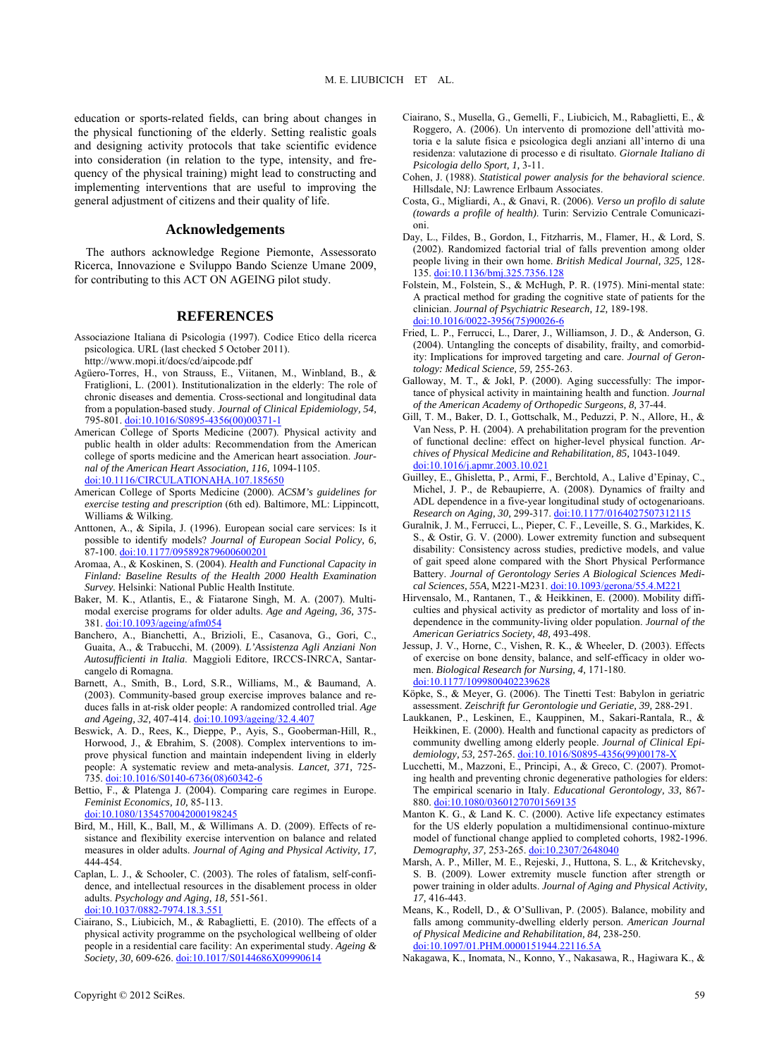education or sports-related fields, can bring about changes in the physical functioning of the elderly. Setting realistic goals and designing activity protocols that take scientific evidence into consideration (in relation to the type, intensity, and frequency of the physical training) might lead to constructing and implementing interventions that are useful to improving the general adjustment of citizens and their quality of life.

## Acknowledgements

The authors acknowledge Regione Piemonte, Assessorato Ricerca, Innovazione e Sviluppo Bando Scienze Umane 2009, for contributing to this ACT ON AGEING pilot study.

## REFERENCES

Associazione Italiana di Psicologia (1997). Codice Etico della ricerca psicologica. URL (last checked 5 October 2011). http://www.mopi.it/docs/cd/aipcode.pdf

Agüero-Torres, H., von Strauss, E., Viitanen, M., Winbland, B., & Fratiglioni, L. (2001). Institutionalization in the elderly: The role of chronic diseases and dementia. Cross-sectional and longitudinal data from a population-based study. *Journal of Clinical Epidemiology, 54,* 795-801. doi:10.1016/S0895-4356(00)00371-1

American College of Sports Medicine (2007). Physical activity and public health in older adults: Recommendation from the American college of sports medicine and the American heart association. *Journal of the American Heart Association, 116,* 1094-1105. doi:10.1116/CIRCULATIONAHA.107.185650

American College of Sports Medicine (2000). *ACSM's guidelines for exercise testing and prescription* (6th ed). Baltimore, ML: Lippincott, Williams & Wilking.

Anttonen, A., & Sipila, J. (1996). European social care services: Is it possible to identify models? *Journal of European Social Policy, 6,* 87-100. doi:10.1177/095892879600600201

Aromaa, A., & Koskinen, S. (2004). *Health and Functional Capacity in Finland: Baseline Results of the Health 2000 Health Examination Survey.* Helsinki: National Public Health Institute.

Baker, M. K., Atlantis, E., & Fiatarone Singh, M. A. (2007). Multimodal exercise programs for older adults. *Age and Ageing, 36,* 375-381. doi:10.1093/ageing/afm054

Banchero, A., Bianchetti, A., Brizioli, E., Casanova, G., Gori, C., Guaita, A., & Trabucchi, M. (2009). *L'Assistenza Agli Anziani Non Autosufficienti in Italia.* Maggioli Editore, IRCCS-INRCA, Santarcangelo di Romagna.

Barnett, A., Smith, B., Lord, S.R., Williams, M., & Baumand, A. (2003). Community-based group exercise improves balance and reduces falls in at-risk older people: A randomized controlled trial. *Age and Ageing, 32,* 407-414. doi:10.1093/ageing/32.4.407

Beswick, A. D., Rees, K., Dieppe, P., Ayis, S., Gooberman-Hill, R., Horwood, J., & Ebrahim, S. (2008). Complex interventions to improve physical function and maintain independent living in elderly people: A systematic review and meta-analysis. *Lancet, 371,* 725-735. doi:10.1016/S0140-6736(08)60342-6

Bettio, F., & Platenga J. (2004). Comparing care regimes in Europe. *Feminist Economics, 10,* 85-113. doi:10.1080/1354570042000198245

Bird, M., Hill, K., Ball, M., & Willimans A. D. (2009). Effects of resistance and flexibility exercise intervention on balance and related measures in older adults. *Journal of Aging and Physical Activity, 17,* 444-454.

Caplan, L. J., & Schooler, C. (2003). The roles of fatalism, self-confidence, and intellectual resources in the disablement process in older adults. *Psychology and Aging, 18,* 551-561. doi:10.1037/0882-7974.18.3.551

Ciairano, S., Liubicich, M., & Rabaglietti, E. (2010). The effects of a physical activity programme on the psychological wellbeing of older people in a residential care facility: An experimental study. *Ageing & Society, 30,* 609-626. doi:10.1017/S0144686X09990614

Ciairano, S., Musella, G., Gemelli, F., Liubicich, M., Rabaglietti, E., & Roggero, A. (2006). Un intervento di promozione dell'attività motoria e la salute fisica e psicologica degli anziani all'interno di una residenza: valutazione di processo e di risultato. *Giornale Italiano di Psicologia dello Sport, 1,* 3-11.

Cohen, J. (1988). *Statistical power analysis for the behavioral science*. Hillsdale, NJ: Lawrence Erlbaum Associates.

Costa, G., Migliardi, A., & Gnavi, R. (2006). *Verso un profilo di salute (towards a profile of health).* Turin: Servizio Centrale Comunicazioni.

Day, L., Fildes, B., Gordon, I., Fitzharris, M., Flamer, H., & Lord, S. (2002). Randomized factorial trial of falls prevention among older people living in their own home. *British Medical Journal, 325,* 128-135. doi:10.1136/bmj.325.7356.128

Folstein, M., Folstein, S., & McHugh, P. R. (1975). Mini-mental state: A practical method for grading the cognitive state of patients for the clinician. *Journal of Psychiatric Research, 12,* 189-198. doi:10.1016/0022-3956(75)90026-6

Fried, L. P., Ferrucci, L., Darer, J., Williamson, J. D., & Anderson, G. (2004). Untangling the concepts of disability, frailty, and comorbidity: Implications for improved targeting and care. *Journal of Gerontology: Medical Science, 59,* 255-263.

Galloway, M. T., & Jokl, P. (2000). Aging successfully: The importance of physical activity in maintaining health and function. *Journal of the American Academy of Orthopedic Surgeons, 8,* 37-44.

Gill, T. M., Baker, D. I., Gottschalk, M., Peduzzi, P. N., Allore, H., & Van Ness, P. H. (2004). A prehabilitation program for the prevention of functional decline: effect on higher-level physical function. *Archives of Physical Medicine and Rehabilitation, 85,* 1043-1049. doi:10.1016/j.apmr.2003.10.021

Guilley, E., Ghisletta, P., Armi, F., Berchtold, A., Lalive d'Epinay, C., Michel, J. P., de Rebaupierre, A. (2008). Dynamics of frailty and ADL dependence in a five-year longitudinal study of octogenarioans. *Research on Aging, 30,* 299-317. doi:10.1177/0164027507312115

Guralnik, J. M., Ferrucci, L., Pieper, C. F., Leveille, S. G., Markides, K. S., & Ostir, G. V. (2000). Lower extremity function and subsequent disability: Consistency across studies, predictive models, and value of gait speed alone compared with the Short Physical Performance Battery. *Journal of Gerontology Series A Biological Sciences Medical Sciences, 55A,* M221-M231. doi:10.1093/gerona/55.4.M221

Hirvensalo, M., Rantanen, T., & Heikkinen, E. (2000). Mobility difficulties and physical activity as predictor of mortality and loss of independence in the community-living older population. *Journal of the American Geriatrics Society, 48,* 493-498.

Jessup, J. V., Horne, C., Vishen, R. K., & Wheeler, D. (2003). Effects of exercise on bone density, balance, and self-efficacy in older women. *Biological Research for Nursing, 4,* 171-180. doi:10.1177/1099800402239628

Köpke, S., & Meyer, G. (2006). The Tinetti Test: Babylon in geriatric assessment. *Zeischrift fur Gerontologie und Geriatie, 39,* 288-291.

Laukkanen, P., Leskinen, E., Kauppinen, M., Sakari-Rantala, R., & Heikkinen, E. (2000). Health and functional capacity as predictors of community dwelling among elderly people. *Journal of Clinical Epidemiology, 53,* 257-265. doi:10.1016/S0895-4356(99)00178-X

Lucchetti, M., Mazzoni, E., Principi, A., & Greco, C. (2007). Promoting health and preventing chronic degenerative pathologies for elders: The empirical scenario in Italy. *Educational Gerontology, 33,* 867-880. doi:10.1080/03601270701569135

Manton K. G., & Land K. C. (2000). Active life expectancy estimates for the US elderly population a multidimensional continuo-mixture model of functional change applied to completed cohorts, 1982-1996. *Demography, 37,* 253-265. doi:10.2307/2648040

Marsh, A. P., Miller, M. E., Rejeski, J., Huttona, S. L., & Kritchevsky, S. B. (2009). Lower extremity muscle function after strength or power training in older adults. *Journal of Aging and Physical Activity, 17,* 416-443.

Means, K., Rodell, D., & O'Sullivan, P. (2005). Balance, mobility and falls among community-dwelling elderly person. *American Journal of Physical Medicine and Rehabilitation, 84,* 238-250. doi:10.1097/01.PHM.0000151944.22116.5A

Nakagawa, K., Inomata, N., Konno, Y., Nakasawa, R., Hagiwara K., &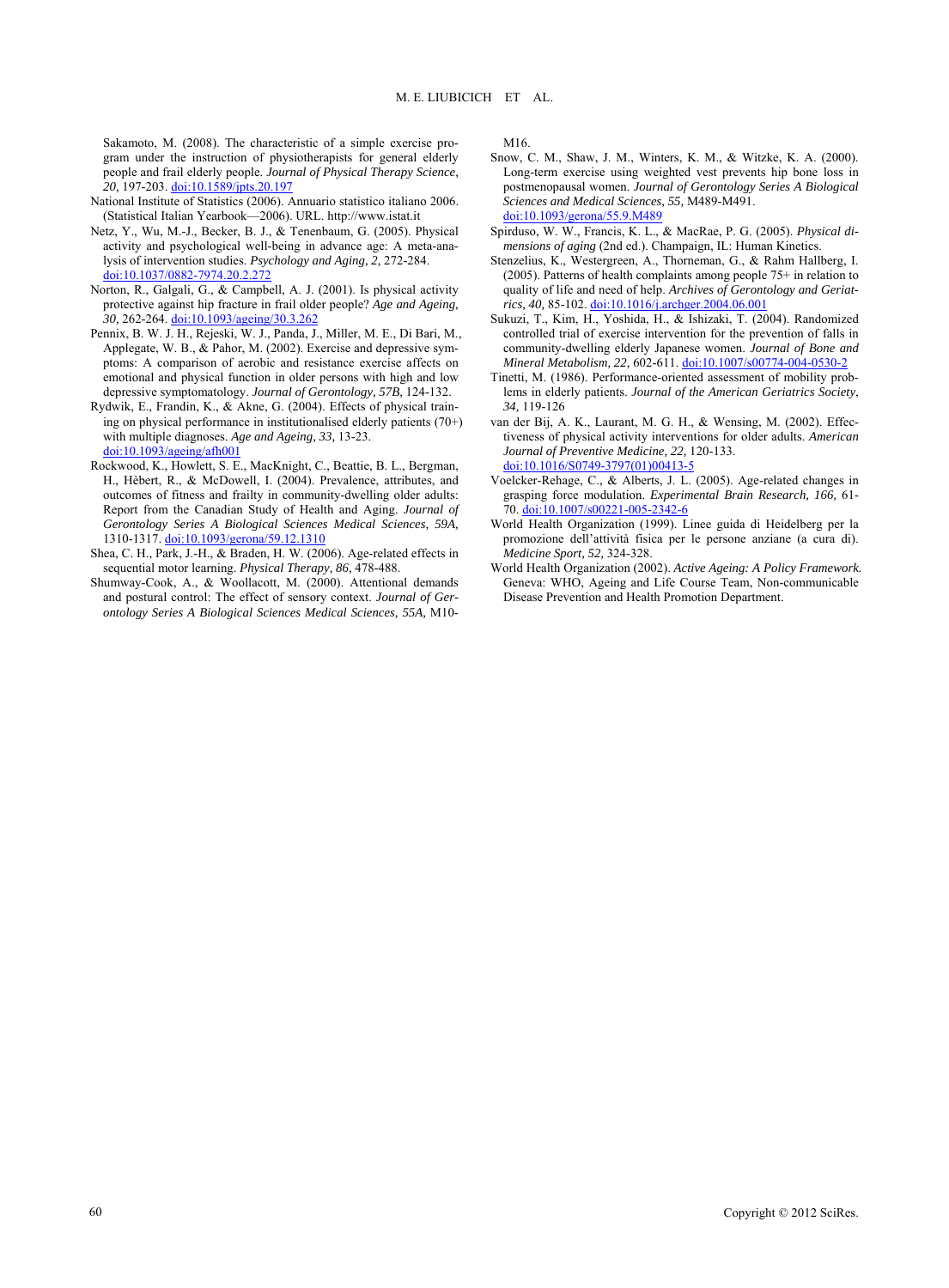Sakamoto, M. (2008). The characteristic of a simple exercise program under the instruction of physiotherapists for general elderly people and frail elderly people. *Journal of Physical Therapy Science, 20,* 197-203. doi:10.1589/jpts.20.197

National Institute of Statistics (2006). Annuario statistico italiano 2006. (Statistical Italian Yearbook—2006). URL. http://www.istat.it

Netz, Y., Wu, M.-J., Becker, B. J., & Tenenbaum, G. (2005). Physical activity and psychological well-being in advance age: A meta-analysis of intervention studies. *Psychology and Aging, 2,* 272-284. doi:10.1037/0882-7974.20.2.272

Norton, R., Galgali, G., & Campbell, A. J. (2001). Is physical activity protective against hip fracture in frail older people? *Age and Ageing, 30,* 262-264. doi:10.1093/ageing/30.3.262

Pennix, B. W. J. H., Rejeski, W. J., Panda, J., Miller, M. E., Di Bari, M., Applegate, W. B., & Pahor, M. (2002). Exercise and depressive symptoms: A comparison of aerobic and resistance exercise affects on emotional and physical function in older persons with high and low depressive symptomatology. *Journal of Gerontology, 57B,* 124-132.

Rydwik, E., Frandin, K., & Akne, G. (2004). Effects of physical training on physical performance in institutionalised elderly patients (70+) with multiple diagnoses. *Age and Ageing, 33,* 13-23. doi:10.1093/ageing/afh001

Rockwood, K., Howlett, S. E., MacKnight, C., Beattie, B. L., Bergman, H., Hèbert, R., & McDowell, I. (2004). Prevalence, attributes, and outcomes of fitness and frailty in community-dwelling older adults: Report from the Canadian Study of Health and Aging. *Journal of Gerontology Series A Biological Sciences Medical Sciences, 59A,* 1310-1317. doi:10.1093/gerona/59.12.1310

Shea, C. H., Park, J.-H., & Braden, H. W. (2006). Age-related effects in sequential motor learning. *Physical Therapy, 86,* 478-488.

Shumway-Cook, A., & Woollacott, M. (2000). Attentional demands and postural control: The effect of sensory context. *Journal of Gerontology Series A Biological Sciences Medical Sciences, 55A,* M10-M16.

Snow, C. M., Shaw, J. M., Winters, K. M., & Witzke, K. A. (2000). Long-term exercise using weighted vest prevents hip bone loss in postmenopausal women. *Journal of Gerontology Series A Biological Sciences and Medical Sciences, 55,* M489-M491. doi:10.1093/gerona/55.9.M489

Spirduso, W. W., Francis, K. L., & MacRae, P. G. (2005). *Physical dimensions of aging* (2nd ed.). Champaign, IL: Human Kinetics.

Stenzelius, K., Westergreen, A., Thorneman, G., & Rahm Hallberg, I. (2005). Patterns of health complaints among people 75+ in relation to quality of life and need of help. *Archives of Gerontology and Geriatrics, 40,* 85-102. doi:10.1016/j.archger.2004.06.001

Sukuzi, T., Kim, H., Yoshida, H., & Ishizaki, T. (2004). Randomized controlled trial of exercise intervention for the prevention of falls in community-dwelling elderly Japanese women. *Journal of Bone and Mineral Metabolism, 22,* 602-611. doi:10.1007/s00774-004-0530-2

Tinetti, M. (1986). Performance-oriented assessment of mobility problems in elderly patients. *Journal of the American Geriatrics Society, 34,* 119-126

van der Bij, A. K., Laurant, M. G. H., & Wensing, M. (2002). Effectiveness of physical activity interventions for older adults. *American Journal of Preventive Medicine, 22,* 120-133. doi:10.1016/S0749-3797(01)00413-5

Voelcker-Rehage, C., & Alberts, J. L. (2005). Age-related changes in grasping force modulation. *Experimental Brain Research, 166,* 61-70. doi:10.1007/s00221-005-2342-6

World Health Organization (1999). Linee guida di Heidelberg per la promozione dell'attività fisica per le persone anziane (a cura di). *Medicine Sport, 52,* 324-328.

World Health Organization (2002). *Active Ageing: A Policy Framework.* Geneva: WHO, Ageing and Life Course Team, Non-communicable Disease Prevention and Health Promotion Department.